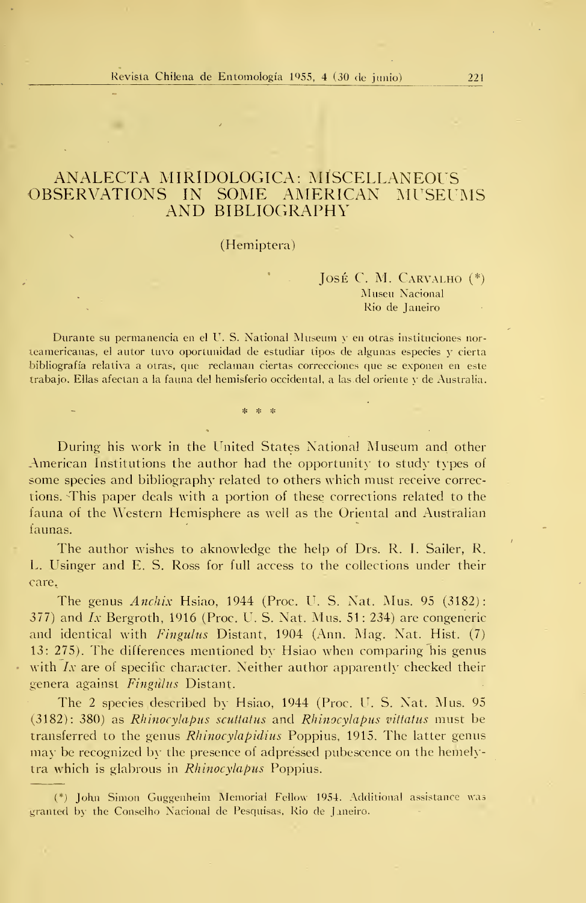# ANALECTA MIRIDOLOGICA: MISCELLANEOUS OBSERVATIONS IN SOME AMERICAN MUSEUMS AND BIBLIOGRAPHY

(Hemiptera)

José C. M. Carvalho (*)
Museu Nacional
Rio de Janeiro

Durante su permanencia en el U. S. National Museum y en otras instituciones norteamericanas, el autor tuvo oportunidad de estudiar tipos de algunas especies y cierta bibliografía relativa a otras, que reclaman ciertas correcciones que se exponen en este trabajo. Ellas afectan a la fauna del hemisferio occidental, a las del oriente y de Australia.

\* \* \*

During his work in the United States National Museum and other American Institutions the author had the opportunity to study types of some species and bibliography related to others which must receive corrections. This paper deals with a portion of these corrections related to the fauna of the Western Hemisphere as well as the Oriental and Australian faunas.

The author wishes to aknowledge the help of Drs. R. I. Sailer, R. L. Usinger and E. S. Ross for full access to the collections under their care.

The genus *Anchix* Hsiao, 1944 (Proc. U. S. Nat. Mus. 95 (3182): 377) and *Ix* Bergroth, 1916 (Proc. U. S. Nat. Mus. 51: 234) are congeneric and identical with *Fingulus* Distant, 1904 (Ann. Mag. Nat. Hist. (7) 13: 275). The differences mentioned by Hsiao when comparing his genus with *Ix* are of specific character. Neither author apparently checked their genera against *Fingulus* Distant.

The 2 species described by Hsiao, 1944 (Proc. U. S. Nat. Mus. 95 (3182): 380) as *Rhinocylapus scuttatus* and *Rhinocylapus vittatus* must be transferred to the genus *Rhinocylapidius* Poppius, 1915. The latter genus may be recognized by the presence of adpressed pubescence on the hemelytra which is glabrous in *Rhinocylapus* Poppius.

(*) John Simon Guggenheim Memorial Fellow 1954. Additional assistance was granted by the Conselho Nacional de Pesquisas, Rio de Janeiro.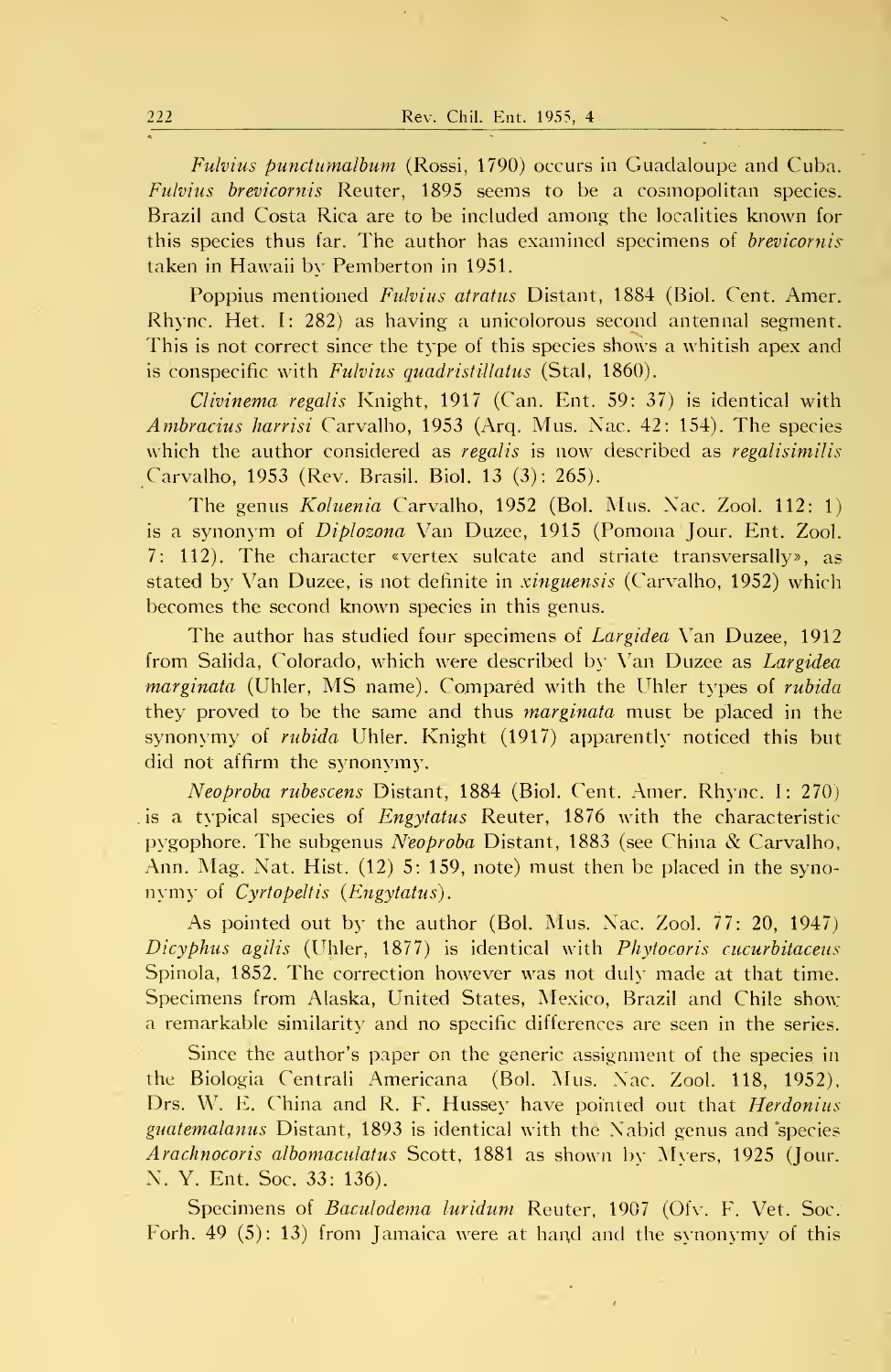*Fulvius punctumalbum* (Rossi, 1790) occurs in Guadaloupe and Cuba. *Fulvius brevicornis* Reuter, 1895 seems to be a cosmopolitan species. Brazil and Costa Rica are to be included among the localities known for this species thus far. The author has examined specimens of *brevicornis* taken in Hawaii by Pemberton in 1951.

Poppius mentioned *Fulvius atratus* Distant, 1884 (Biol. Cent. Amer. Rhync. Het. I: 282) as having a unicolorous second antennal segment. This is not correct since the type of this species shows a whitish apex and is conspecific with *Fulvius quadristillatus* (Stal, 1860).

*Clivinema regalis* Knight, 1917 (Can. Ent. 59: 37) is identical with *Ambracius harrisi* Carvalho, 1953 (Arq. Mus. Nac. 42: 154). The species which the author considered as *regalis* is now described as *regalisimilis* Carvalho, 1953 (Rev. Brasil. Biol. 13 (3): 265).

The genus *Koluenia* Carvalho, 1952 (Bol. Mus. Nac. Zool. 112: 1) is a synonym of *Diplozona* Van Duzee, 1915 (Pomona Jour. Ent. Zool. 7: 112). The character «vertex sulcate and striate transversally», as stated by Van Duzee, is not definite in *xinguensis* (Carvalho, 1952) which becomes the second known species in this genus.

The author has studied four specimens of *Largidea* Van Duzee, 1912 from Salida, Colorado, which were described by Van Duzee as *Largidea marginata* (Uhler, MS name). Compared with the Uhler types of *rubida* they proved to be the same and thus *marginata* must be placed in the synonymy of *rubida* Uhler. Knight (1917) apparently noticed this but did not affirm the synonymy.

*Neoproba rubescens* Distant, 1884 (Biol. Cent. Amer. Rhync. I: 270) is a typical species of *Engytatus* Reuter, 1876 with the characteristic pygophore. The subgenus *Neoproba* Distant, 1883 (see China & Carvalho, Ann. Mag. Nat. Hist. (12) 5: 159, note) must then be placed in the synonymy of *Cyrtopeltis* (*Engytatus*).

As pointed out by the author (Bol. Mus. Nac. Zool. 77: 20, 1947) *Dicyphus agilis* (Uhler, 1877) is identical with *Phytocoris cucurbitaceus* Spinola, 1852. The correction however was not duly made at that time. Specimens from Alaska, United States, Mexico, Brazil and Chile show a remarkable similarity and no specific differences are seen in the series.

Since the author's paper on the generic assignment of the species in the Biologia Centrali Americana (Bol. Mus. Nac. Zool. 118, 1952), Drs. W. E. China and R. F. Hussey have pointed out that *Herdonius guatemalanus* Distant, 1893 is identical with the Nabid genus and species *Arachnocoris albomaculatus* Scott, 1881 as shown by Myers, 1925 (Jour. N. Y. Ent. Soc. 33: 136).

Specimens of *Baculodema luridum* Reuter, 1907 (Ofv. F. Vet. Soc. Forh. 49 (5): 13) from Jamaica were at hand and the synonymy of this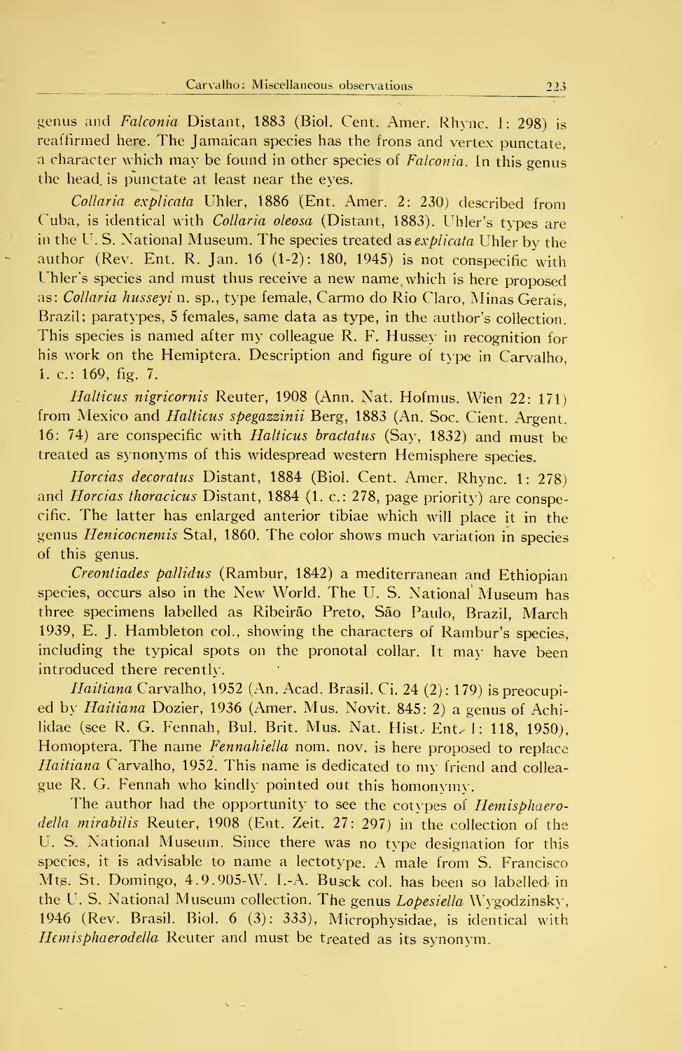genus and *Falconia* Distant, 1883 (Biol. Cent. Amer. Rhync. 1: 298) is reaffirmed here. The Jamaican species has the frons and vertex punctate, a character which may be found in other species of *Falconia*. In this genus the head is punctate at least near the eyes.

*Collaria explicata* Uhler, 1886 (Ent. Amer. 2: 230) described from Cuba, is identical with *Collaria oleosa* (Distant, 1883). Uhler's types are in the U. S. National Museum. The species treated as *explicata* Uhler by the author (Rev. Ent. R. Jan. 16 (1-2): 180, 1945) is not conspecific with Uhler's species and must thus receive a new name, which is here proposed as: *Collaria husseyi* n. sp., type female, Carmo do Rio Claro, Minas Gerais, Brazil; paratypes, 5 females, same data as type, in the author's collection. This species is named after my colleague R. F. Hussey in recognition for his work on the Hemiptera. Description and figure of type in Carvalho, 1. c.: 169, fig. 7.

*Halticus nigricornis* Reuter, 1908 (Ann. Nat. Hofmus. Wien 22: 171) from Mexico and *Halticus spegazzinii* Berg, 1883 (An. Soc. Cient. Argent. 16: 74) are conspecific with *Halticus bractatus* (Say, 1832) and must be treated as synonyms of this widespread western Hemisphere species.

*Horcias decoratus* Distant, 1884 (Biol. Cent. Amer. Rhync. 1: 278) and *Horcias thoracicus* Distant, 1884 (1. c.: 278, page priority) are conspecific. The latter has enlarged anterior tibiae which will place it in the genus *Henicocnemis* Stal, 1860. The color shows much variation in species of this genus.

*Creontiades pallidus* (Rambur, 1842) a mediterranean and Ethiopian species, occurs also in the New World. The U. S. National Museum has three specimens labelled as Ribeirão Preto, São Paulo, Brazil, March 1939, E. J. Hambleton col., showing the characters of Rambur's species, including the typical spots on the pronotal collar. It may have been introduced there recently.

*Haitiana* Carvalho, 1952 (An. Acad. Brasil. Ci. 24 (2): 179) is preoccupied by *Haitiana* Dozier, 1936 (Amer. Mus. Novit. 845: 2) a genus of Achilidae (see R. G. Fennah, Bul. Brit. Mus. Nat. Hist. Ent. 1: 118, 1950), Homoptera. The name *Fennahiella* nom. nov. is here proposed to replace *Haitiana* Carvalho, 1952. This name is dedicated to my friend and colleague R. G. Fennah who kindly pointed out this homonymy.

The author had the opportunity to see the cotypes of *Hemisphaerodella mirabilis* Reuter, 1908 (Ent. Zeit. 27: 297) in the collection of the U. S. National Museum. Since there was no type designation for this species, it is advisable to name a lectotype. A male from S. Francisco Mts. St. Domingo, 4.9.905-W. I.-A. Busck col. has been so labelled in the U. S. National Museum collection. The genus *Lopesiella* Wygodzinsky, 1946 (Rev. Brasil. Biol. 6 (3): 333), Microphysidae, is identical with *Hemisphaerodella* Reuter and must be treated as its synonym.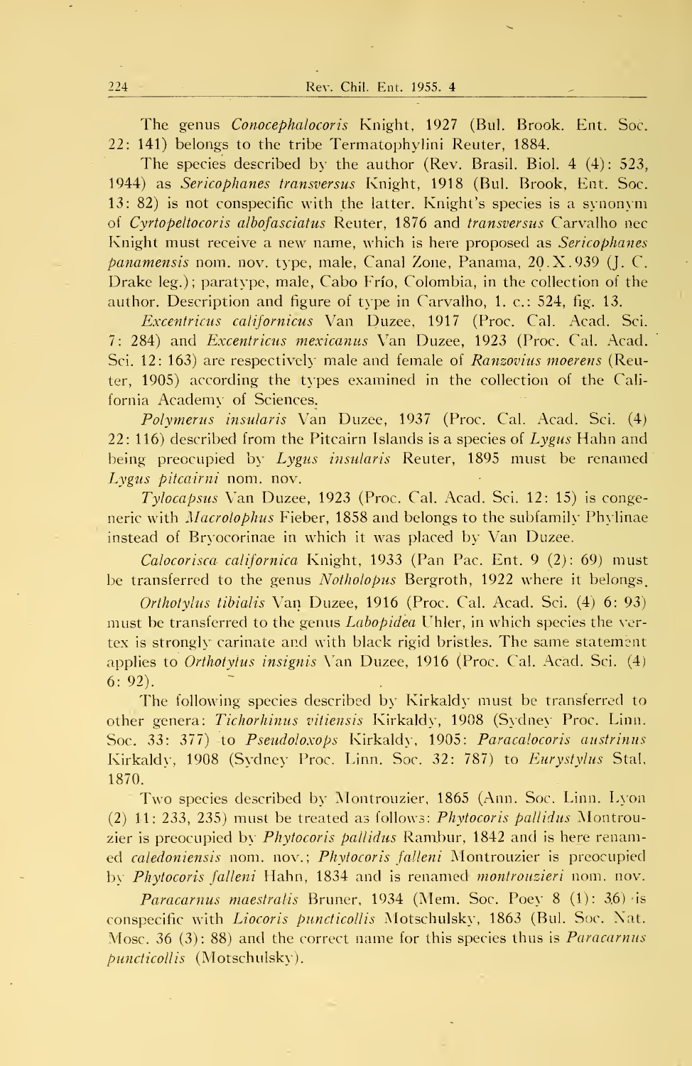The genus *Conocephalocoris* Knight, 1927 (Bul. Brook. Ent. Soc. 22: 141) belongs to the tribe Termatophylini Reuter, 1884.

The species described by the author (Rev. Brasil. Biol. 4 (4): 523, 1944) as *Sericophanes transversus* Knight, 1918 (Bul. Brook, Ent. Soc. 13: 82) is not conspecific with the latter. Knight's species is a synonym of *Cyrtopeltocoris albofasciatus* Reuter, 1876 and *transversus* Carvalho nec Knight must receive a new name, which is here proposed as *Sericophanes panamensis* nom. nov. type, male, Canal Zone, Panama, 20.X.939 (J. C. Drake leg.); paratype, male, Cabo Frío, Colombia, in the collection of the author. Description and figure of type in Carvalho, 1. c.: 524, fig. 13.

*Excentricus californicus* Van Duzee, 1917 (Proc. Cal. Acad. Sci. 7: 284) and *Excentricus mexicanus* Van Duzee, 1923 (Proc. Cal. Acad. Sci. 12: 163) are respectively male and female of *Ranzovius moerens* (Reuter, 1905) according the types examined in the collection of the California Academy of Sciences.

*Polymerus insularis* Van Duzee, 1937 (Proc. Cal. Acad. Sci. (4) 22: 116) described from the Pitcairn Islands is a species of *Lygus* Hahn and being preoccupied by *Lygus insularis* Reuter, 1895 must be renamed *Lygus pitcairni* nom. nov.

*Tylocapsus* Van Duzee, 1923 (Proc. Cal. Acad. Sci. 12: 15) is congeneric with *Macrolophus* Fieber, 1858 and belongs to the subfamily Phylinae instead of Bryocorinae in which it was placed by Van Duzee.

*Calocorisca californica* Knight, 1933 (Pan Pac. Ent. 9 (2): 69) must be transferred to the genus *Notholopus* Bergroth, 1922 where it belongs.

*Orthotylus tibialis* Van Duzee, 1916 (Proc. Cal. Acad. Sci. (4) 6: 93) must be transferred to the genus *Labopidea* Uhler, in which species the vertex is strongly carinate and with black rigid bristles. The same statement applies to *Orthotylus insignis* Van Duzee, 1916 (Proc. Cal. Acad. Sci. (4) 6: 92).

The following species described by Kirkaldy must be transferred to other genera: *Tichorhinus vitiensis* Kirkaldy, 1908 (Sydney Proc. Linn. Soc. 33: 377) to *Pseudoloxops* Kirkaldy, 1905: *Paracalocoris austrinus* Kirkaldy, 1908 (Sydney Proc. Linn. Soc. 32: 787) to *Eurystylus* Stal, 1870.

Two species described by Montrouzier, 1865 (Ann. Soc. Linn. Lyon (2) 11: 233, 235) must be treated as follows: *Phytocoris pallidus* Montrouzier is preoccupied by *Phytocoris pallidus* Rambur, 1842 and is here renamed *caledoniensis* nom. nov.; *Phytocoris falleni* Montrouzier is preoccupied by *Phytocoris falleni* Hahn, 1834 and is renamed *montrouzieri* nom. nov.

*Paracarnus maestralis* Bruner, 1934 (Mem. Soc. Poey 8 (1): 36) is conspecific with *Liocoris puncticollis* Motschulsky, 1863 (Bul. Soc. Nat. Mosc. 36 (3): 88) and the correct name for this species thus is *Paracarnus puncticollis* (Motschulsky).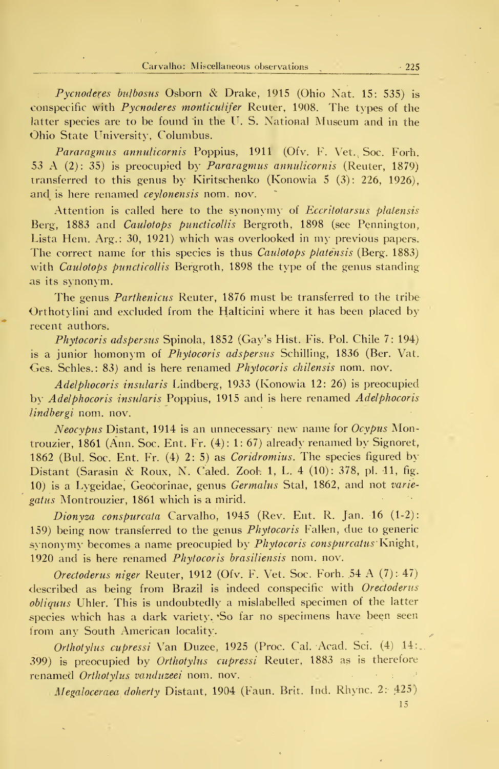*Pycnoderes bulbosus* Osborn & Drake, 1915 (Ohio Nat. 15: 535) is conspecific with *Pycnoderes monticulifer* Reuter, 1908. The types of the latter species are to be found in the U. S. National Museum and in the Ohio State University, Columbus.

*Pararagmus annulicornis* Poppius, 1911 (Ofv. F. Vet. Soc. Forh. 53 A (2): 35) is preocupied by *Pararagmus annulicornis* (Reuter, 1879) transferred to this genus by Kiritschenko (Konowia 5 (3): 226, 1926), and is here renamed *ceylonensis* nom. nov.

Attention is called here to the synonymy of *Eccritotarsus platensis* Berg, 1883 and *Caulotops puncticollis* Bergroth, 1898 (see Pennington, Lista Hem. Arg.: 30, 1921) which was overlooked in my previous papers. The correct name for this species is thus *Caulotops platensis* (Berg. 1883) with *Caulotops puncticollis* Bergroth, 1898 the type of the genus standing as its synonym.

The genus *Parthenicus* Reuter, 1876 must be transferred to the tribe Orthotylini and excluded from the Halticini where it has been placed by recent authors.

*Phytocoris adspersus* Spinola, 1852 (Gay's Hist. Fis. Pol. Chile 7: 194) is a junior homonym of *Phytocoris adspersus* Schilling, 1836 (Ber. Vat. Ges. Schles.: 83) and is here renamed *Phytocoris chilensis* nom. nov.

*Adelphocoris insularis* Lindberg, 1933 (Konowia 12: 26) is preocupied by *Adelphocoris insularis* Poppius, 1915 and is here renamed *Adelphocoris lindbergi* nom. nov.

*Neocypus* Distant, 1914 is an unnecessary new name for *Ocypus* Montrouzier, 1861 (Ann. Soc. Ent. Fr. (4): 1: 67) already renamed by Signoret, 1862 (Bul. Soc. Ent. Fr. (4) 2: 5) as *Coridromius*. The species figured by Distant (Sarasin & Roux, N. Caled. Zool. 1, L. 4 (10): 378, pl. 11, fig. 10) is a Lygeidae, Geocorinae, genus *Germalus* Stal, 1862, and not *variegatus* Montrouzier, 1861 which is a mirid.

*Dionyza conspurcata* Carvalho, 1945 (Rev. Ent. R. Jan. 16 (1-2): 159) being now transferred to the genus *Phytocoris* Fallen, due to generic synonymy becomes a name preocupied by *Phytocoris conspurcatus* Knight, 1920 and is here renamed *Phytocoris brasiliensis* nom. nov.

*Orectoderus niger* Reuter, 1912 (Ofv. F. Vet. Soc. Forh. 54 A (7): 47) described as being from Brazil is indeed conspecific with *Orectoderus obliquus* Uhler. This is undoubtedly a mislabelled specimen of the latter species which has a dark variety. So far no specimens have been seen from any South American locality.

*Orthotylus cupressi* Van Duzee, 1925 (Proc. Cal. Acad. Sci. (4) 14: 399) is preocupied by *Orthotylus cupressi* Reuter, 1883 as is therefore renamed *Orthotylus vanduzeei* nom. nov.

*Megaloceraea doherty* Distant, 1904 (Faun. Brit. Ind. Rhync. 2: 425)